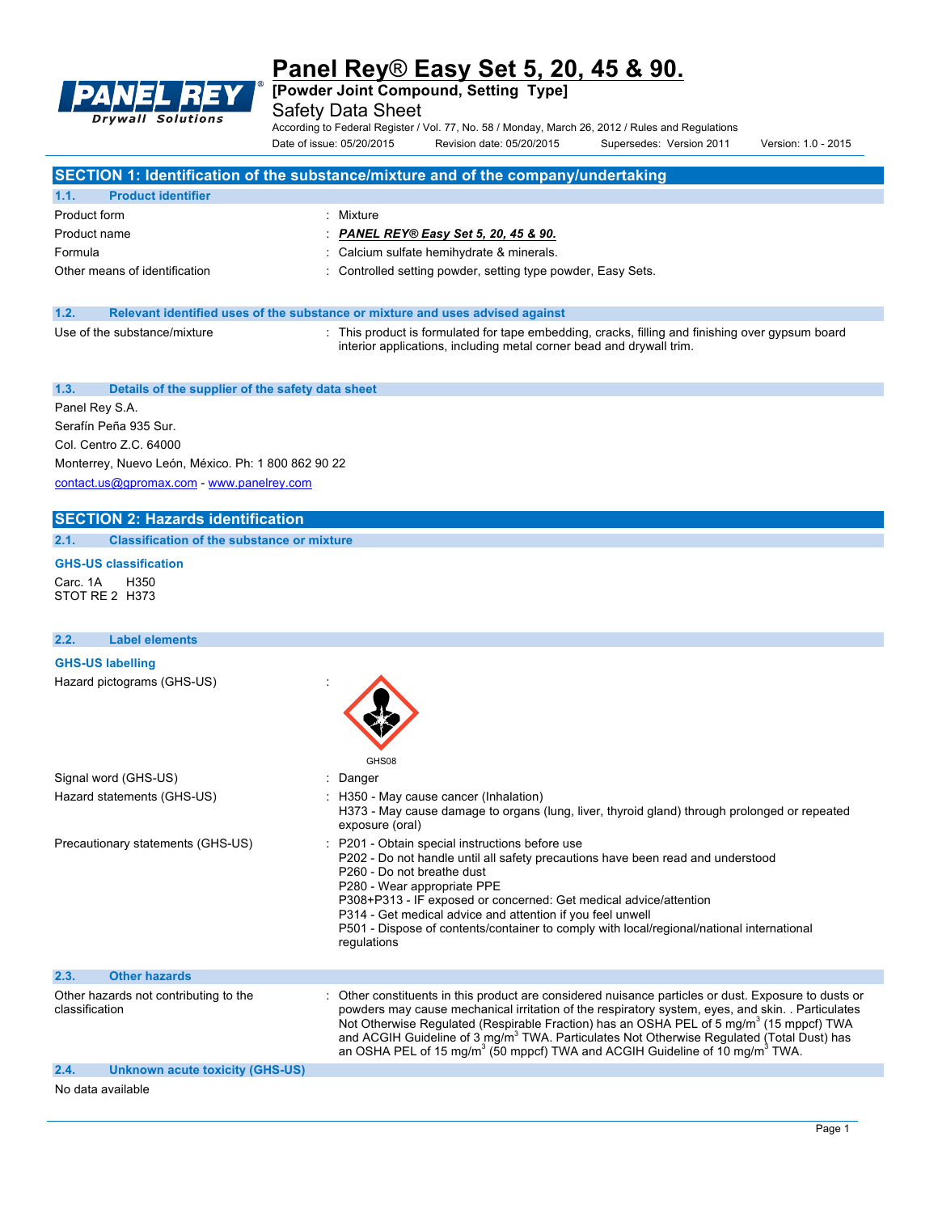# Panel Rey® Easy Set 5, 20, 45 & 90.

**[Powder Joint Compound, Setting Type]**

Safety Data Sheet

According to Federal Register / Vol. 77, No. 58 / Monday, March 26, 2012 / Rules and Regulations

Date of issue: 05/20/2015 Revision date: 05/20/2015 Supersedes: Version 2011 Version: 1.0 - 2015

## SECTION 1: Identification of the substance/mixture and of the company/undertaking

### 1.1. Product identifier

| | |
|---|---|
| Product form | : Mixture |
| Product name | : ***PANEL REY® Easy Set 5, 20, 45 & 90.*** |
| Formula | : Calcium sulfate hemihydrate & minerals. |
| Other means of identification | : Controlled setting powder, setting type powder, Easy Sets. |

### 1.2. Relevant identified uses of the substance or mixture and uses advised against

| | |
|---|---|
| Use of the substance/mixture | : This product is formulated for tape embedding, cracks, filling and finishing over gypsum board interior applications, including metal corner bead and drywall trim. |

### 1.3. Details of the supplier of the safety data sheet

Panel Rey S.A.
Serafín Peña 935 Sur.
Col. Centro Z.C. 64000
Monterrey, Nuevo León, México. Ph: 1 800 862 90 22
contact.us@gpromax.com - www.panelrey.com

## SECTION 2: Hazards identification

### 2.1. Classification of the substance or mixture

**GHS-US classification**

Carc. 1A H350
STOT RE 2 H373

### 2.2. Label elements

**GHS-US labelling**

Hazard pictograms (GHS-US) :

GHS08

| | |
|---|---|
| Signal word (GHS-US) | : Danger |
| Hazard statements (GHS-US) | : H350 - May cause cancer (Inhalation)<br>H373 - May cause damage to organs (lung, liver, thyroid gland) through prolonged or repeated exposure (oral) |
| Precautionary statements (GHS-US) | : P201 - Obtain special instructions before use<br>P202 - Do not handle until all safety precautions have been read and understood<br>P260 - Do not breathe dust<br>P280 - Wear appropriate PPE<br>P308+P313 - IF exposed or concerned: Get medical advice/attention<br>P314 - Get medical advice and attention if you feel unwell<br>P501 - Dispose of contents/container to comply with local/regional/national international regulations |

### 2.3. Other hazards

| | |
|---|---|
| Other hazards not contributing to the classification | : Other constituents in this product are considered nuisance particles or dust. Exposure to dusts or powders may cause mechanical irritation of the respiratory system, eyes, and skin. . Particulates Not Otherwise Regulated (Respirable Fraction) has an OSHA PEL of 5 $mg/m^3$ (15 mppcf) TWA and ACGIH Guideline of 3 $mg/m^3$ TWA. Particulates Not Otherwise Regulated (Total Dust) has an OSHA PEL of 15 $mg/m^3$ (50 mppcf) TWA and ACGIH Guideline of 10 $mg/m^3$ TWA. |

### 2.4. Unknown acute toxicity (GHS-US)

No data available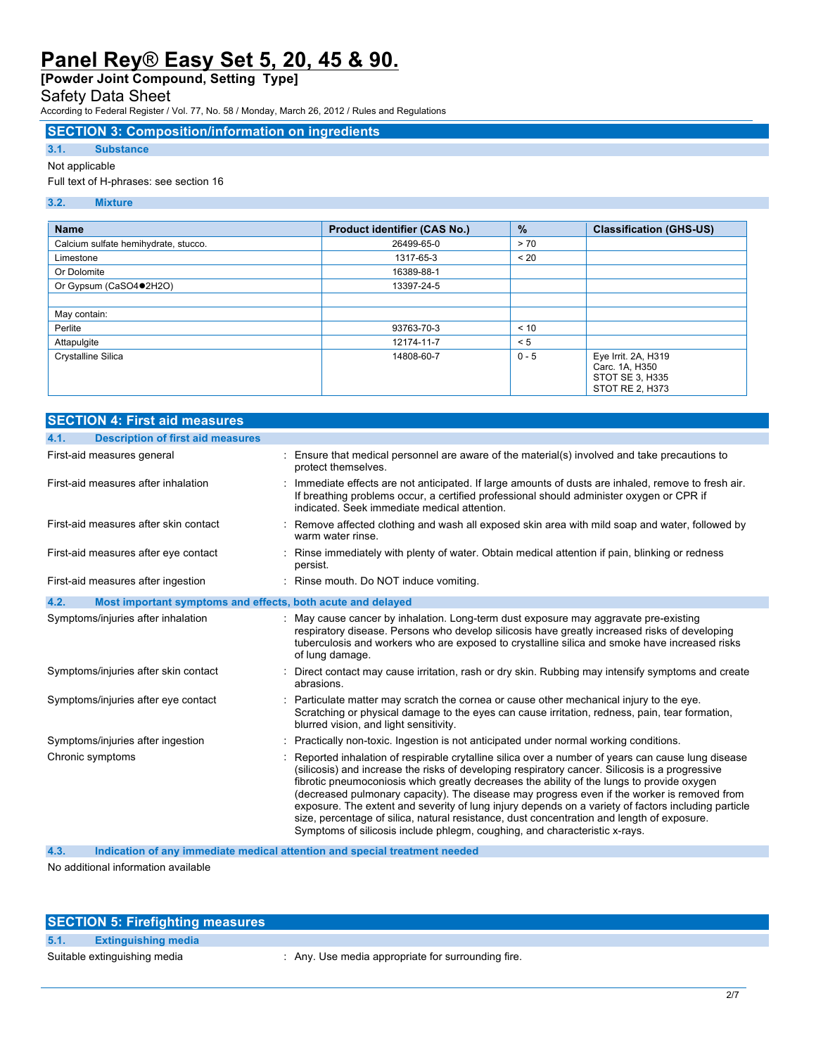## SECTION 3: Composition/information on ingredients

### 3.1. Substance

Not applicable

Full text of H-phrases: see section 16

### 3.2. Mixture

| Name | Product identifier (CAS No.) | % | Classification (GHS-US) |
|---|---|---|---|
| Calcium sulfate hemihydrate, stucco. | 26499-65-0 | > 70 | |
| Limestone | 1317-65-3 | < 20 | |
| Or Dolomite | 16389-88-1 | | |
| Or Gypsum ($CaSO_4 \bullet 2H_2O$) | 13397-24-5 | | |
| | | | |
| May contain: | | | |
| Perlite | 93763-70-3 | < 10 | |
| Attapulgite | 12174-11-7 | < 5 | |
| Crystalline Silica | 14808-60-7 | 0 - 5 | Eye Irrit. 2A, H319<br>Carc. 1A, H350<br>STOT SE 3, H335<br>STOT RE 2, H373 |

## SECTION 4: First aid measures

### 4.1. Description of first aid measures

First-aid measures general : Ensure that medical personnel are aware of the material(s) involved and take precautions to protect themselves.

First-aid measures after inhalation : Immediate effects are not anticipated. If large amounts of dusts are inhaled, remove to fresh air. If breathing problems occur, a certified professional should administer oxygen or CPR if indicated. Seek immediate medical attention.

First-aid measures after skin contact : Remove affected clothing and wash all exposed skin area with mild soap and water, followed by warm water rinse.

First-aid measures after eye contact : Rinse immediately with plenty of water. Obtain medical attention if pain, blinking or redness persist.

First-aid measures after ingestion : Rinse mouth. Do NOT induce vomiting.

### 4.2. Most important symptoms and effects, both acute and delayed

Symptoms/injuries after inhalation : May cause cancer by inhalation. Long-term dust exposure may aggravate pre-existing respiratory disease. Persons who develop silicosis have greatly increased risks of developing tuberculosis and workers who are exposed to crystalline silica and smoke have increased risks of lung damage.

Symptoms/injuries after skin contact : Direct contact may cause irritation, rash or dry skin. Rubbing may intensify symptoms and create abrasions.

Symptoms/injuries after eye contact : Particulate matter may scratch the cornea or cause other mechanical injury to the eye. Scratching or physical damage to the eyes can cause irritation, redness, pain, tear formation, blurred vision, and light sensitivity.

Symptoms/injuries after ingestion : Practically non-toxic. Ingestion is not anticipated under normal working conditions.

Chronic symptoms : Reported inhalation of respirable crytalline silica over a number of years can cause lung disease (silicosis) and increase the risks of developing respiratory cancer. Silicosis is a progressive fibrotic pneumoconiosis which greatly decreases the ability of the lungs to provide oxygen (decreased pulmonary capacity). The disease may progress even if the worker is removed from exposure. The extent and severity of lung injury depends on a variety of factors including particle size, percentage of silica, natural resistance, dust concentration and length of exposure. Symptoms of silicosis include phlegm, coughing, and characteristic x-rays.

### 4.3. Indication of any immediate medical attention and special treatment needed

No additional information available

## SECTION 5: Firefighting measures

### 5.1. Extinguishing media

Suitable extinguishing media : Any. Use media appropriate for surrounding fire.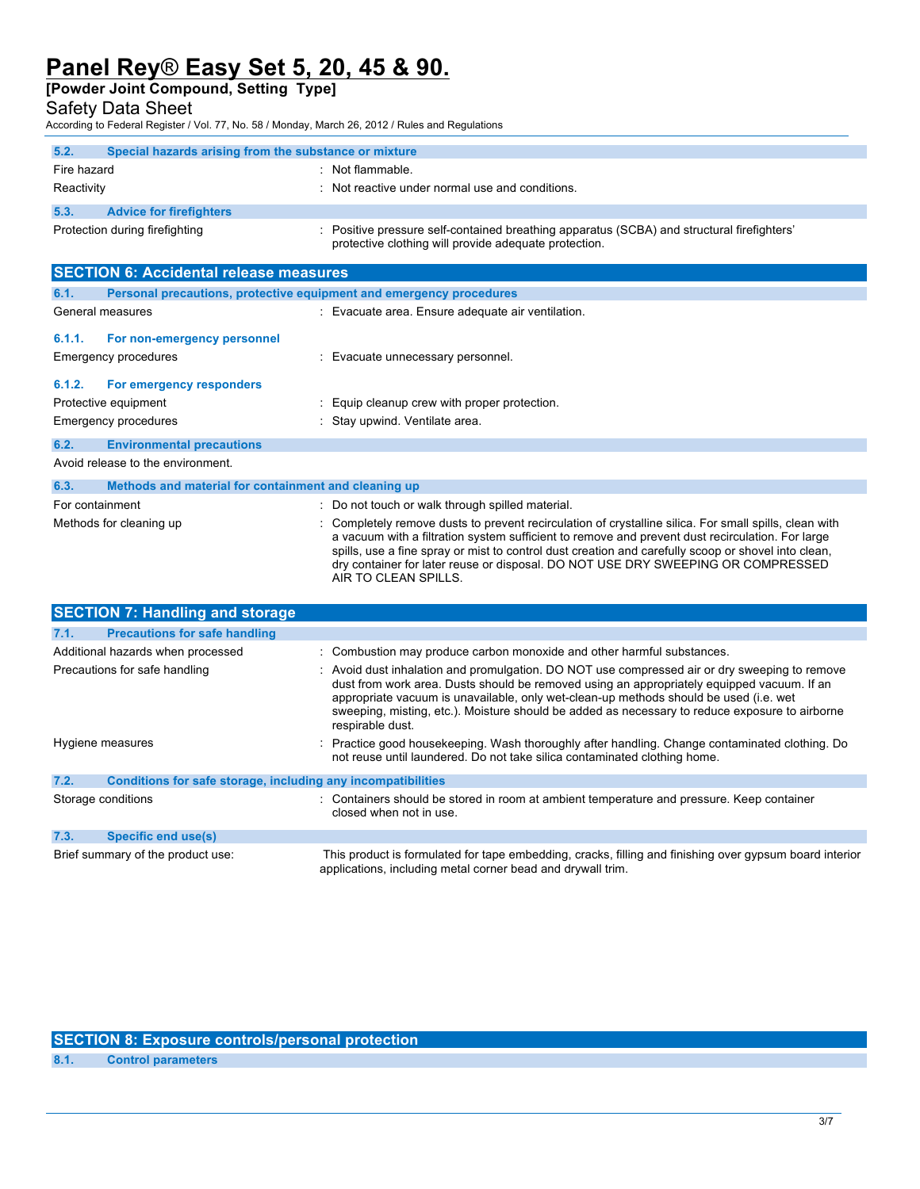### 5.2. Special hazards arising from the substance or mixture

| | |
|---|---|
| Fire hazard | : Not flammable. |
| Reactivity | : Not reactive under normal use and conditions. |

### 5.3. Advice for firefighters

| | |
|---|---|
| Protection during firefighting | : Positive pressure self-contained breathing apparatus (SCBA) and structural firefighters' protective clothing will provide adequate protection. |

## SECTION 6: Accidental release measures

### 6.1. Personal precautions, protective equipment and emergency procedures

| | |
|---|---|
| General measures | : Evacuate area. Ensure adequate air ventilation. |

#### 6.1.1. For non-emergency personnel

| | |
|---|---|
| Emergency procedures | : Evacuate unnecessary personnel. |

#### 6.1.2. For emergency responders

| | |
|---|---|
| Protective equipment | : Equip cleanup crew with proper protection. |
| Emergency procedures | : Stay upwind. Ventilate area. |

### 6.2. Environmental precautions

Avoid release to the environment.

### 6.3. Methods and material for containment and cleaning up

| | |
|---|---|
| For containment | : Do not touch or walk through spilled material. |
| Methods for cleaning up | : Completely remove dusts to prevent recirculation of crystalline silica. For small spills, clean with a vacuum with a filtration system sufficient to remove and prevent dust recirculation. For large spills, use a fine spray or mist to control dust creation and carefully scoop or shovel into clean, dry container for later reuse or disposal. DO NOT USE DRY SWEEPING OR COMPRESSED AIR TO CLEAN SPILLS. |

## SECTION 7: Handling and storage

### 7.1. Precautions for safe handling

| | |
|---|---|
| Additional hazards when processed | : Combustion may produce carbon monoxide and other harmful substances. |
| Precautions for safe handling | : Avoid dust inhalation and promulgation. DO NOT use compressed air or dry sweeping to remove dust from work area. Dusts should be removed using an appropriately equipped vacuum. If an appropriate vacuum is unavailable, only wet-clean-up methods should be used (i.e. wet sweeping, misting, etc.). Moisture should be added as necessary to reduce exposure to airborne respirable dust. |
| Hygiene measures | : Practice good housekeeping. Wash thoroughly after handling. Change contaminated clothing. Do not reuse until laundered. Do not take silica contaminated clothing home. |

### 7.2. Conditions for safe storage, including any incompatibilities

| | |
|---|---|
| Storage conditions | : Containers should be stored in room at ambient temperature and pressure. Keep container closed when not in use. |

### 7.3. Specific end use(s)

| | |
|---|---|
| Brief summary of the product use: | This product is formulated for tape embedding, cracks, filling and finishing over gypsum board interior applications, including metal corner bead and drywall trim. |

## SECTION 8: Exposure controls/personal protection

### 8.1. Control parameters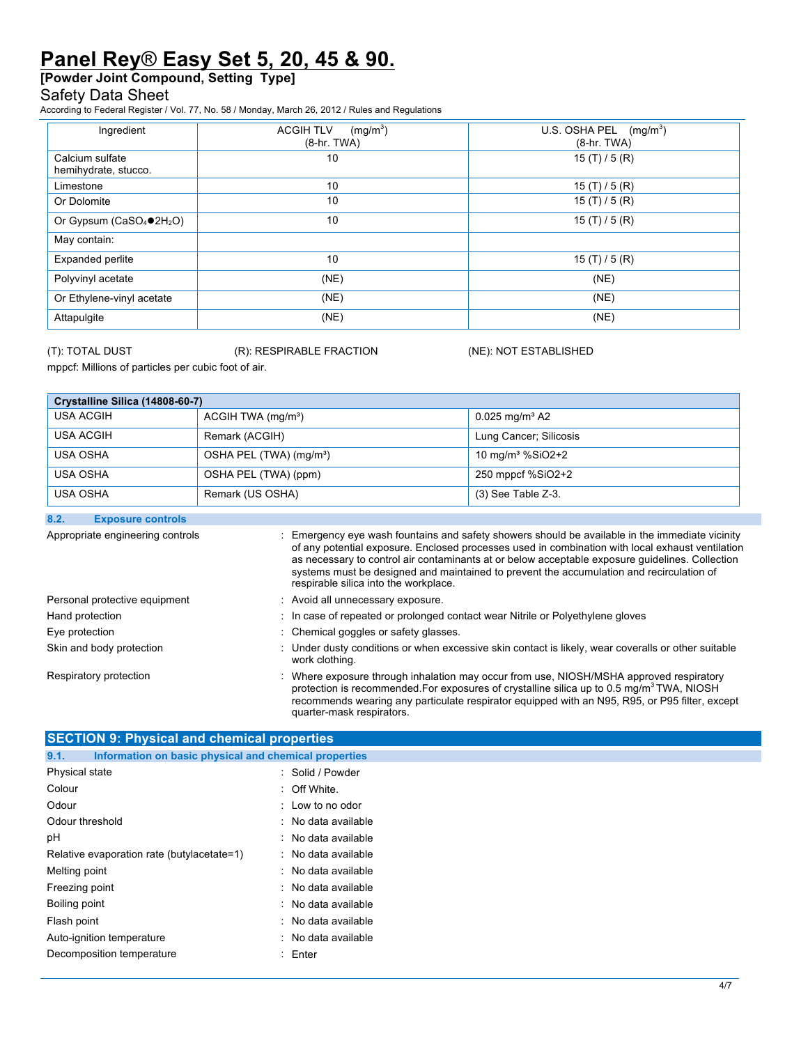# Panel Rey® Easy Set 5, 20, 45 & 90.

**[Powder Joint Compound, Setting Type]**

Safety Data Sheet

According to Federal Register / Vol. 77, No. 58 / Monday, March 26, 2012 / Rules and Regulations

| Ingredient | ACGIH TLV (mg/m$^3$) (8-hr. TWA) | U.S. OSHA PEL (mg/m$^3$) (8-hr. TWA) |
|---|---|---|
| Calcium sulfate hemihydrate, stucco. | 10 | 15 (T) / 5 (R) |
| Limestone | 10 | 15 (T) / 5 (R) |
| Or Dolomite | 10 | 15 (T) / 5 (R) |
| Or Gypsum ($CaSO_4$●$2H_2O$) | 10 | 15 (T) / 5 (R) |
| May contain: | | |
| Expanded perlite | 10 | 15 (T) / 5 (R) |
| Polyvinyl acetate | (NE) | (NE) |
| Or Ethylene-vinyl acetate | (NE) | (NE) |
| Attapulgite | (NE) | (NE) |

(T): TOTAL DUST (R): RESPIRABLE FRACTION (NE): NOT ESTABLISHED

mppcf: Millions of particles per cubic foot of air.

| Crystalline Silica (14808-60-7) | | |
|---|---|---|
| USA ACGIH | ACGIH TWA (mg/m³) | 0.025 mg/m³ A2 |
| USA ACGIH | Remark (ACGIH) | Lung Cancer; Silicosis |
| USA OSHA | OSHA PEL (TWA) (mg/m³) | 10 mg/m³ %SiO2+2 |
| USA OSHA | OSHA PEL (TWA) (ppm) | 250 mppcf %SiO2+2 |
| USA OSHA | Remark (US OSHA) | (3) See Table Z-3. |

### 8.2. Exposure controls

Appropriate engineering controls : Emergency eye wash fountains and safety showers should be available in the immediate vicinity of any potential exposure. Enclosed processes used in combination with local exhaust ventilation as necessary to control air contaminants at or below acceptable exposure guidelines. Collection systems must be designed and maintained to prevent the accumulation and recirculation of respirable silica into the workplace.

Personal protective equipment : Avoid all unnecessary exposure.

Hand protection : In case of repeated or prolonged contact wear Nitrile or Polyethylene gloves

Eye protection : Chemical goggles or safety glasses.

Skin and body protection : Under dusty conditions or when excessive skin contact is likely, wear coveralls or other suitable work clothing.

Respiratory protection : Where exposure through inhalation may occur from use, NIOSH/MSHA approved respiratory protection is recommended.For exposures of crystalline silica up to 0.5 mg/m$^3$ TWA, NIOSH recommends wearing any particulate respirator equipped with an N95, R95, or P95 filter, except quarter-mask respirators.

## SECTION 9: Physical and chemical properties

### 9.1. Information on basic physical and chemical properties

Physical state : Solid / Powder

Colour : Off White.

Odour : Low to no odor

Odour threshold : No data available

pH : No data available

Relative evaporation rate (butylacetate=1) : No data available

Melting point : No data available

Freezing point : No data available

Boiling point : No data available

Flash point : No data available

Auto-ignition temperature : No data available

Decomposition temperature : Enter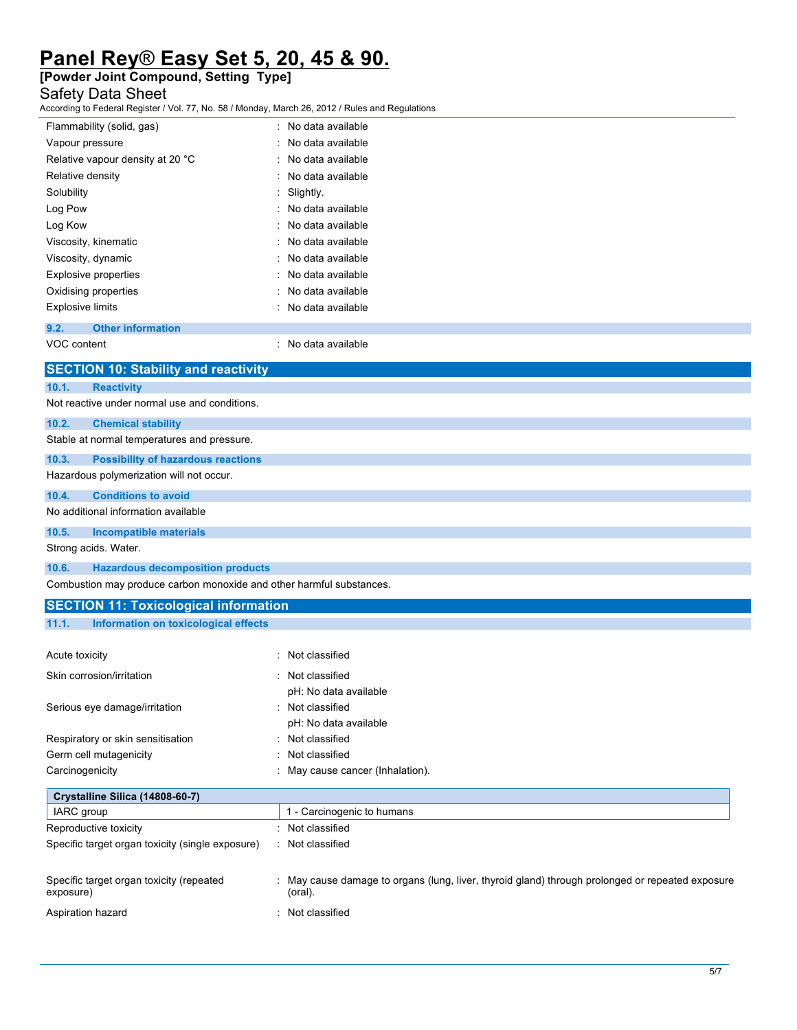| | |
|---|---|
| Flammability (solid, gas) | : No data available |
| Vapour pressure | : No data available |
| Relative vapour density at 20 °C | : No data available |
| Relative density | : No data available |
| Solubility | : Slightly. |
| Log Pow | : No data available |
| Log Kow | : No data available |
| Viscosity, kinematic | : No data available |
| Viscosity, dynamic | : No data available |
| Explosive properties | : No data available |
| Oxidising properties | : No data available |
| Explosive limits | : No data available |

### 9.2. Other information

| | |
|---|---|
| VOC content | : No data available |

## SECTION 10: Stability and reactivity

### 10.1. Reactivity

Not reactive under normal use and conditions.

### 10.2. Chemical stability

Stable at normal temperatures and pressure.

### 10.3. Possibility of hazardous reactions

Hazardous polymerization will not occur.

### 10.4. Conditions to avoid

No additional information available

### 10.5. Incompatible materials

Strong acids. Water.

### 10.6. Hazardous decomposition products

Combustion may produce carbon monoxide and other harmful substances.

## SECTION 11: Toxicological information

### 11.1. Information on toxicological effects

| | |
|---|---|
| Acute toxicity | : Not classified |
| Skin corrosion/irritation | : Not classified<br>pH: No data available |
| Serious eye damage/irritation | : Not classified<br>pH: No data available |
| Respiratory or skin sensitisation | : Not classified |
| Germ cell mutagenicity | : Not classified |
| Carcinogenicity | : May cause cancer (Inhalation). |

| Crystalline Silica (14808-60-7) | |
|---|---|
| IARC group | 1 - Carcinogenic to humans |

| | |
|---|---|
| Reproductive toxicity | : Not classified |
| Specific target organ toxicity (single exposure) | : Not classified |
| Specific target organ toxicity (repeated exposure) | : May cause damage to organs (lung, liver, thyroid gland) through prolonged or repeated exposure (oral). |
| Aspiration hazard | : Not classified |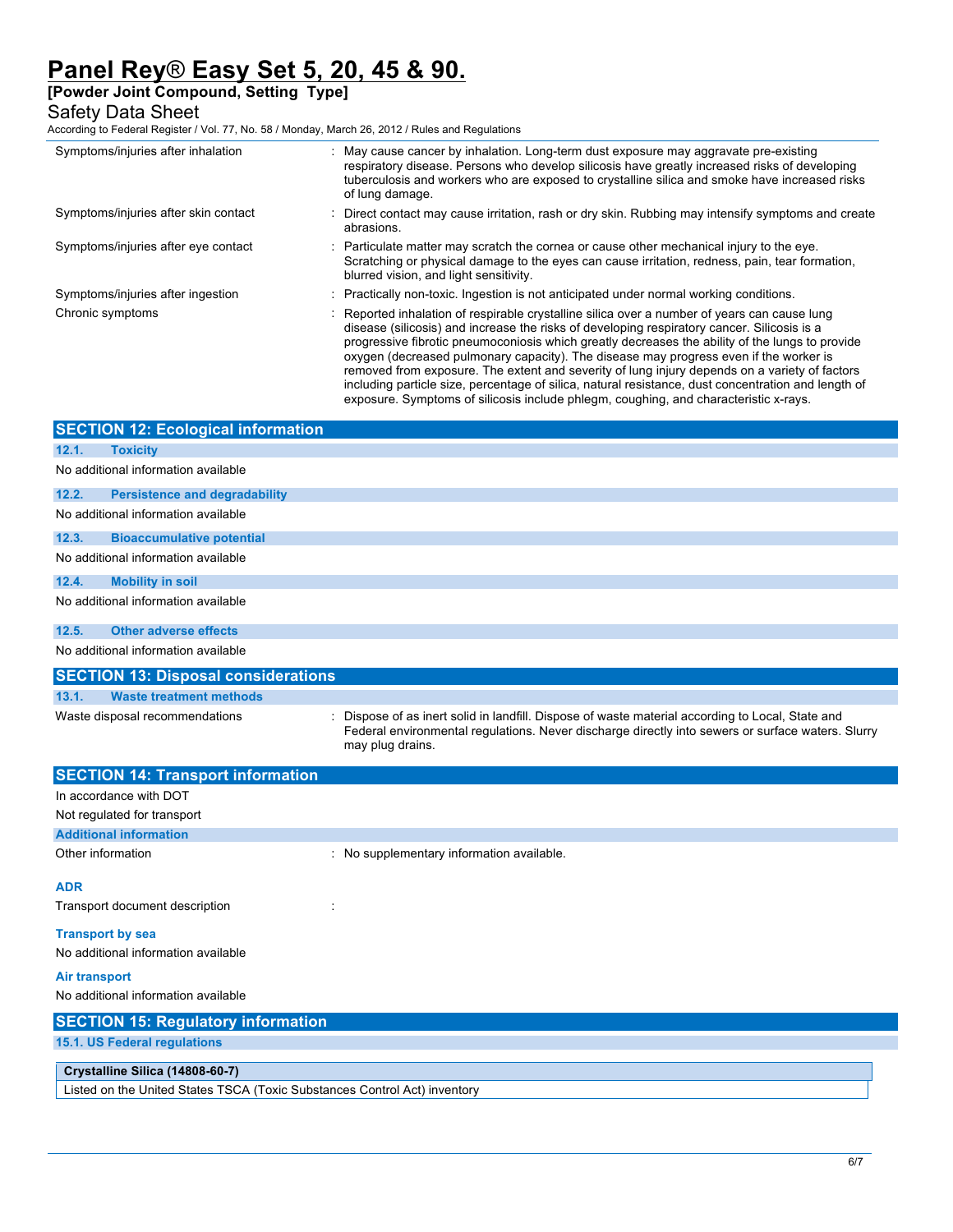| | |
|---|---|
| Symptoms/injuries after inhalation | : May cause cancer by inhalation. Long-term dust exposure may aggravate pre-existing respiratory disease. Persons who develop silicosis have greatly increased risks of developing tuberculosis and workers who are exposed to crystalline silica and smoke have increased risks of lung damage. |
| Symptoms/injuries after skin contact | : Direct contact may cause irritation, rash or dry skin. Rubbing may intensify symptoms and create abrasions. |
| Symptoms/injuries after eye contact | : Particulate matter may scratch the cornea or cause other mechanical injury to the eye. Scratching or physical damage to the eyes can cause irritation, redness, pain, tear formation, blurred vision, and light sensitivity. |
| Symptoms/injuries after ingestion | : Practically non-toxic. Ingestion is not anticipated under normal working conditions. |
| Chronic symptoms | : Reported inhalation of respirable crystalline silica over a number of years can cause lung disease (silicosis) and increase the risks of developing respiratory cancer. Silicosis is a progressive fibrotic pneumoconiosis which greatly decreases the ability of the lungs to provide oxygen (decreased pulmonary capacity). The disease may progress even if the worker is removed from exposure. The extent and severity of lung injury depends on a variety of factors including particle size, percentage of silica, natural resistance, dust concentration and length of exposure. Symptoms of silicosis include phlegm, coughing, and characteristic x-rays. |

## SECTION 12: Ecological information

### 12.1. Toxicity

No additional information available

### 12.2. Persistence and degradability

No additional information available

### 12.3. Bioaccumulative potential

No additional information available

### 12.4. Mobility in soil

No additional information available

### 12.5. Other adverse effects

No additional information available

## SECTION 13: Disposal considerations

### 13.1. Waste treatment methods

| | |
|---|---|
| Waste disposal recommendations | : Dispose of as inert solid in landfill. Dispose of waste material according to Local, State and Federal environmental regulations. Never discharge directly into sewers or surface waters. Slurry may plug drains. |

## SECTION 14: Transport information

In accordance with DOT

Not regulated for transport

### Additional information

| | |
|---|---|
| Other information | : No supplementary information available. |

**ADR**

Transport document description :

**Transport by sea**

No additional information available

**Air transport**

No additional information available

## SECTION 15: Regulatory information

### 15.1. US Federal regulations

| Crystalline Silica (14808-60-7) |
|---|
| Listed on the United States TSCA (Toxic Substances Control Act) inventory |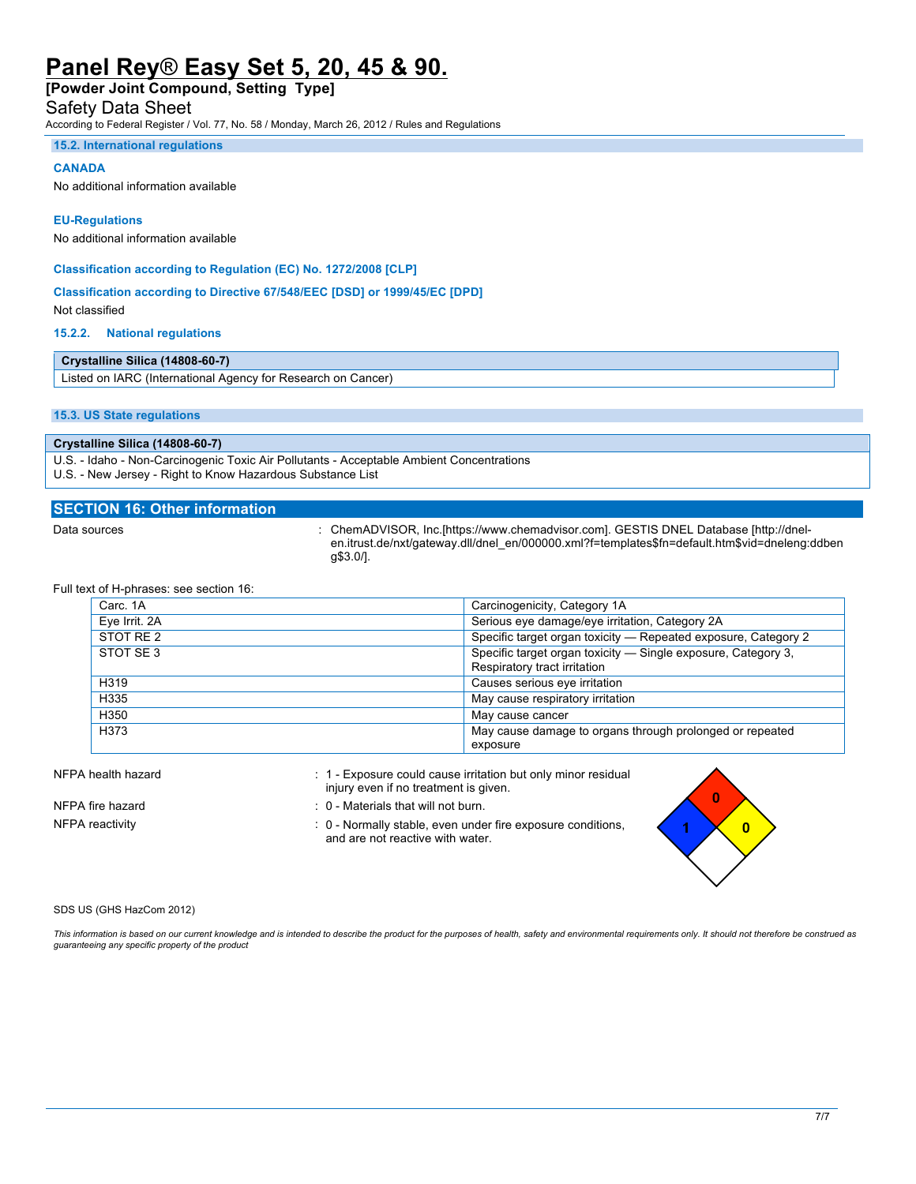### 15.2. International regulations

**CANADA**

No additional information available

**EU-Regulations**

No additional information available

**Classification according to Regulation (EC) No. 1272/2008 [CLP]**

**Classification according to Directive 67/548/EEC [DSD] or 1999/45/EC [DPD]**

Not classified

**15.2.2. National regulations**

| Crystalline Silica (14808-60-7) |
|---|
| Listed on IARC (International Agency for Research on Cancer) |

### 15.3. US State regulations

| Crystalline Silica (14808-60-7) |
|---|
| U.S. - Idaho - Non-Carcinogenic Toxic Air Pollutants - Acceptable Ambient Concentrations<br>U.S. - New Jersey - Right to Know Hazardous Substance List |

## SECTION 16: Other information

Data sources : ChemADVISOR, Inc.[https://www.chemadvisor.com]. GESTIS DNEL Database [http://dnel-en.itrust.de/nxt/gateway.dll/dnel_en/000000.xml?f=templates$fn=default.htm$vid=dneleng:ddbeng$3.0/].

Full text of H-phrases: see section 16:

| | |
|---|---|
| Carc. 1A | Carcinogenicity, Category 1A |
| Eye Irrit. 2A | Serious eye damage/eye irritation, Category 2A |
| STOT RE 2 | Specific target organ toxicity — Repeated exposure, Category 2 |
| STOT SE 3 | Specific target organ toxicity — Single exposure, Category 3, Respiratory tract irritation |
| H319 | Causes serious eye irritation |
| H335 | May cause respiratory irritation |
| H350 | May cause cancer |
| H373 | May cause damage to organs through prolonged or repeated exposure |

NFPA health hazard : 1 - Exposure could cause irritation but only minor residual injury even if no treatment is given.

NFPA fire hazard : 0 - Materials that will not burn.

NFPA reactivity : 0 - Normally stable, even under fire exposure conditions, and are not reactive with water.

0

1

0

SDS US (GHS HazCom 2012)

*This information is based on our current knowledge and is intended to describe the product for the purposes of health, safety and environmental requirements only. It should not therefore be construed as guaranteeing any specific property of the product*